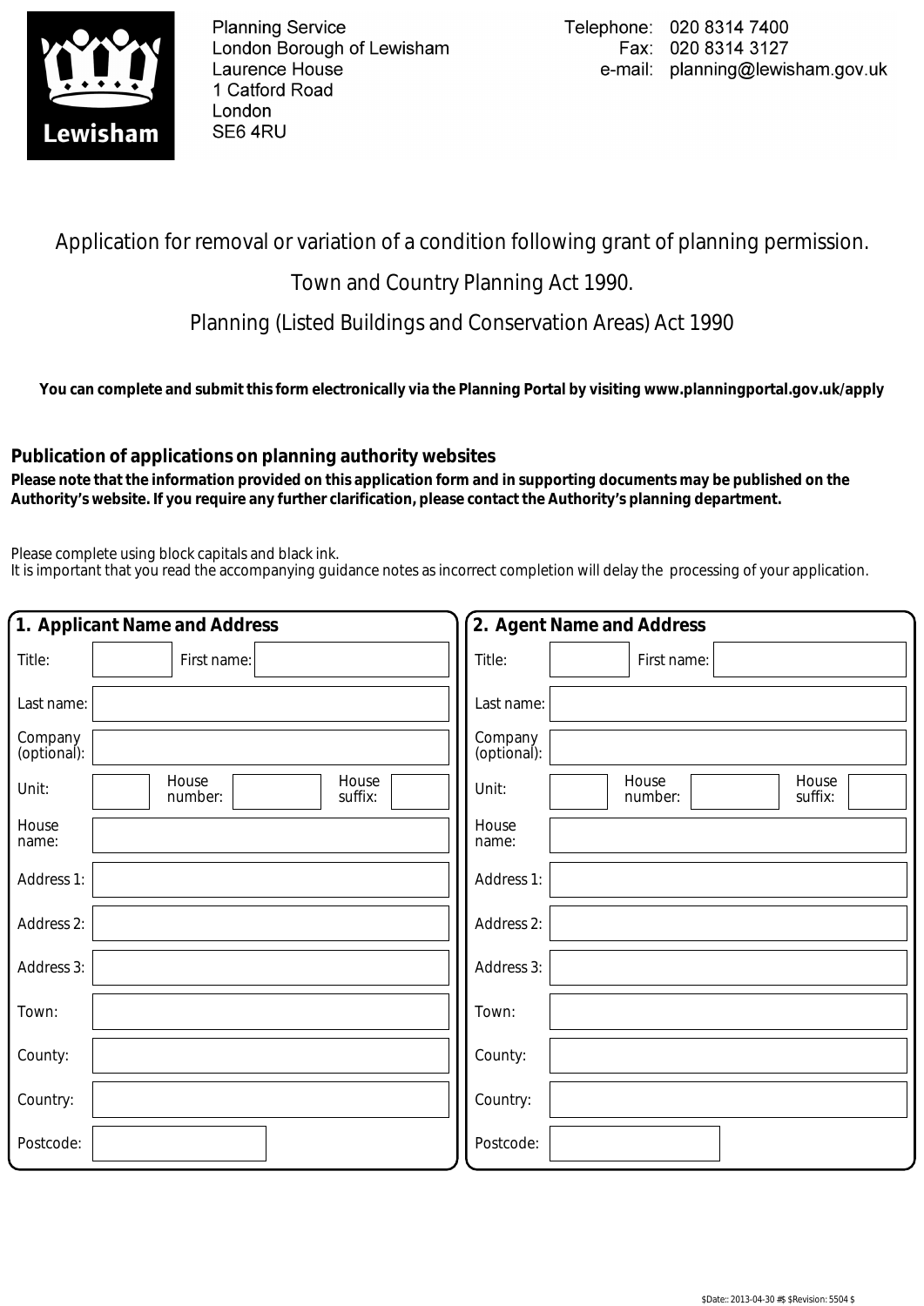Lewisham

Planning Service
London Borough of Lewisham
Laurence House
1 Catford Road
London
SE6 4RU

Telephone: 020 8314 7400
Fax: 020 8314 3127
e-mail: planning@lewisham.gov.uk

# Application for removal or variation of a condition following grant of planning permission.

Town and Country Planning Act 1990.

Planning (Listed Buildings and Conservation Areas) Act 1990

**You can complete and submit this form electronically via the Planning Portal by visiting www.planningportal.gov.uk/apply**

## Publication of applications on planning authority websites

**Please note that the information provided on this application form and in supporting documents may be published on the Authority's website. If you require any further clarification, please contact the Authority's planning department.**

Please complete using block capitals and black ink.
It is important that you read the accompanying guidance notes as incorrect completion will delay the processing of your application.

## 1. Applicant Name and Address

| | |
|---|---|
| Title: | First name: |
| Last name: | |
| Company (optional): | |
| Unit: | House number: House suffix: |
| House name: | |
| Address 1: | |
| Address 2: | |
| Address 3: | |
| Town: | |
| County: | |
| Country: | |
| Postcode: | |

## 2. Agent Name and Address

| | |
|---|---|
| Title: | First name: |
| Last name: | |
| Company (optional): | |
| Unit: | House number: House suffix: |
| House name: | |
| Address 1: | |
| Address 2: | |
| Address 3: | |
| Town: | |
| County: | |
| Country: | |
| Postcode: | |

$Date:: 2013-04-30 #$ $Revision: 5504 $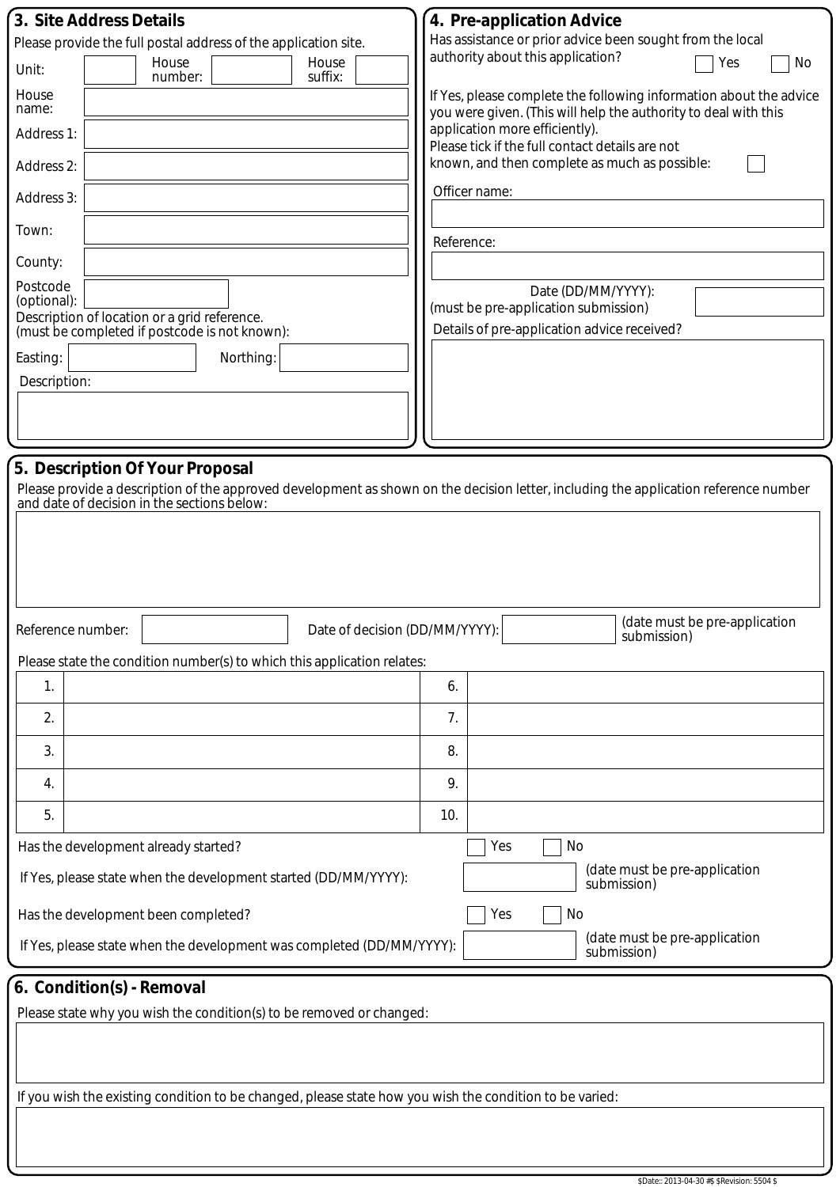## 3. Site Address Details

Please provide the full postal address of the application site.

Unit: | House number: | House suffix:

House name:

Address 1:

Address 2:

Address 3:

Town:

County:

Postcode (optional):

Description of location or a grid reference.
(must be completed if postcode is not known):

Easting: | Northing:

Description:

## 4. Pre-application Advice

Has assistance or prior advice been sought from the local authority about this application? ☐ Yes ☐ No

If Yes, please complete the following information about the advice you were given. (This will help the authority to deal with this application more efficiently).

Please tick if the full contact details are not known, and then complete as much as possible: ☐

Officer name:

Reference:

Date (DD/MM/YYYY):
(must be pre-application submission)

Details of pre-application advice received?

## 5. Description Of Your Proposal

Please provide a description of the approved development as shown on the decision letter, including the application reference number and date of decision in the sections below:

Reference number: | Date of decision (DD/MM/YYYY): | (date must be pre-application submission)

Please state the condition number(s) to which this application relates:

| | | | |
|---|---|---|---|
| 1. | | 6. | |
| 2. | | 7. | |
| 3. | | 8. | |
| 4. | | 9. | |
| 5. | | 10. | |

Has the development already started? ☐ Yes ☐ No

If Yes, please state when the development started (DD/MM/YYYY): (date must be pre-application submission)

Has the development been completed? ☐ Yes ☐ No

If Yes, please state when the development was completed (DD/MM/YYYY): (date must be pre-application submission)

## 6. Condition(s) - Removal

Please state why you wish the condition(s) to be removed or changed:

If you wish the existing condition to be changed, please state how you wish the condition to be varied:

$Date:: 2013-04-30 #$ $Revision: 5504 $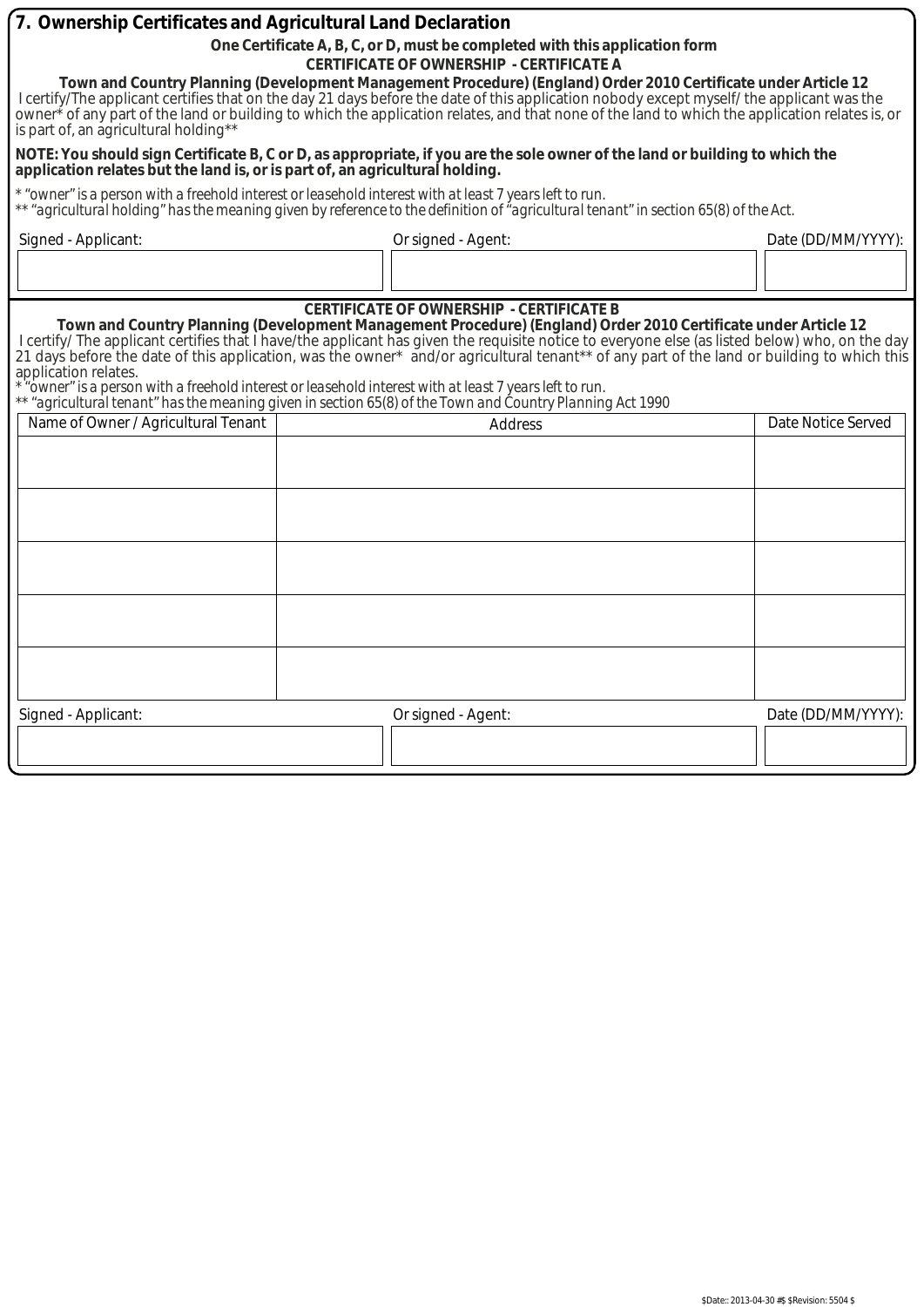## 7. Ownership Certificates and Agricultural Land Declaration

**One Certificate A, B, C, or D, must be completed with this application form**

**CERTIFICATE OF OWNERSHIP - CERTIFICATE A**

**Town and Country Planning (Development Management Procedure) (England) Order 2010 Certificate under Article 12**

I certify/The applicant certifies that on the day 21 days before the date of this application nobody except myself/ the applicant was the owner* of any part of the land or building to which the application relates, and that none of the land to which the application relates is, or is part of, an agricultural holding**

**NOTE: You should sign Certificate B, C or D, as appropriate, if you are the sole owner of the land or building to which the application relates but the land is, or is part of, an agricultural holding.**

*\* "owner" is a person with a freehold interest or leasehold interest with at least 7 years left to run.*
*\*\* "agricultural holding" has the meaning given by reference to the definition of "agricultural tenant" in section 65(8) of the Act.*

| Signed - Applicant: | Or signed - Agent: | Date (DD/MM/YYYY): |
|---|---|---|
| | | |

**CERTIFICATE OF OWNERSHIP - CERTIFICATE B**

**Town and Country Planning (Development Management Procedure) (England) Order 2010 Certificate under Article 12**

I certify/ The applicant certifies that I have/the applicant has given the requisite notice to everyone else (as listed below) who, on the day 21 days before the date of this application, was the owner* and/or agricultural tenant** of any part of the land or building to which this application relates.

*\* "owner" is a person with a freehold interest or leasehold interest with at least 7 years left to run.*
*\*\* "agricultural tenant" has the meaning given in section 65(8) of the Town and Country Planning Act 1990*

| Name of Owner / Agricultural Tenant | Address | Date Notice Served |
|---|---|---|
| | | |
| | | |
| | | |
| | | |
| | | |

| Signed - Applicant: | Or signed - Agent: | Date (DD/MM/YYYY): |
|---|---|---|
| | | |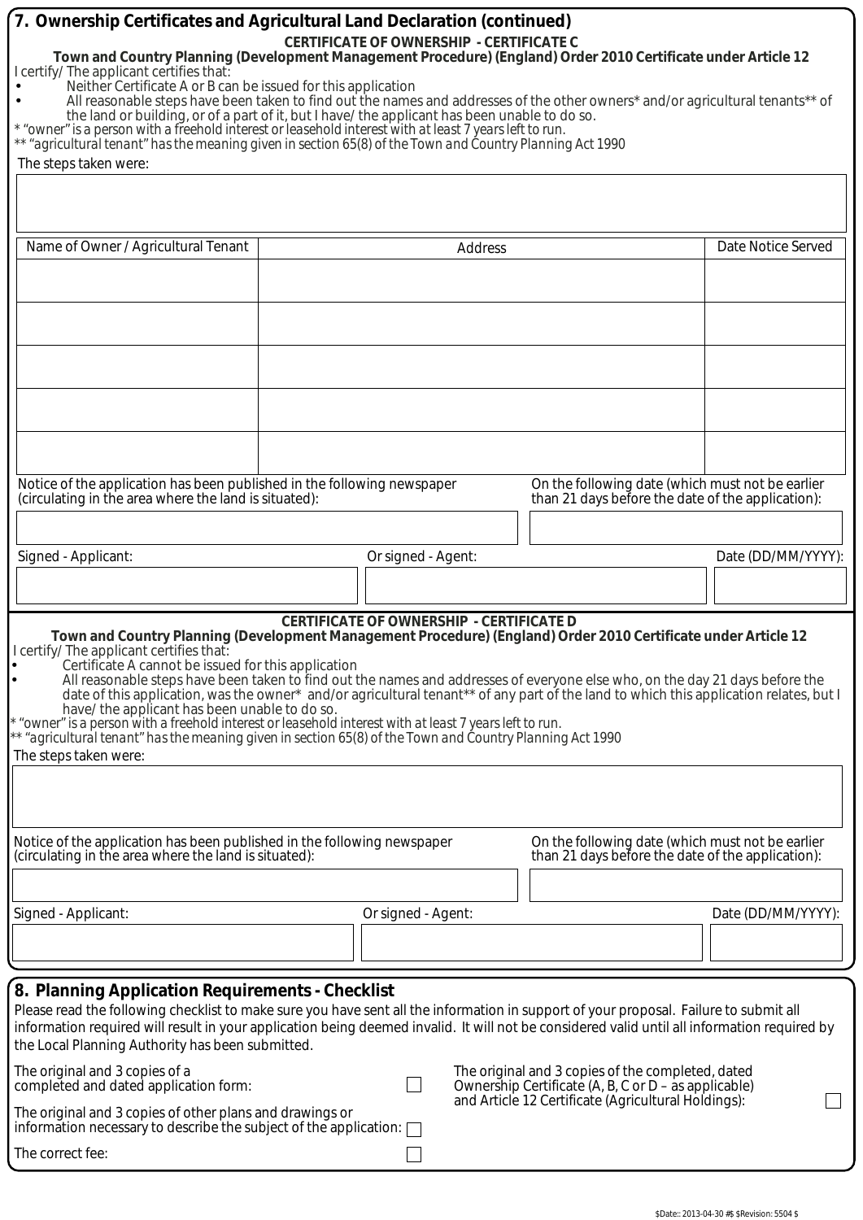## 7. Ownership Certificates and Agricultural Land Declaration (continued)

### CERTIFICATE OF OWNERSHIP - CERTIFICATE C

**Town and Country Planning (Development Management Procedure) (England) Order 2010 Certificate under Article 12**

I certify/ The applicant certifies that:

- Neither Certificate A or B can be issued for this application
- All reasonable steps have been taken to find out the names and addresses of the other owners* and/or agricultural tenants** of the land or building, or of a part of it, but I have/ the applicant has been unable to do so.

*\* "owner" is a person with a freehold interest or leasehold interest with at least 7 years left to run.*
*\*\* "agricultural tenant" has the meaning given in section 65(8) of the Town and Country Planning Act 1990*

The steps taken were:

| Name of Owner / Agricultural Tenant | Address | Date Notice Served |
|---|---|---|
| | | |
| | | |
| | | |
| | | |
| | | |

| Notice of the application has been published in the following newspaper (circulating in the area where the land is situated): | On the following date (which must not be earlier than 21 days before the date of the application): |
|---|---|
| | |

| Signed - Applicant: | Or signed - Agent: | Date (DD/MM/YYYY): |
|---|---|---|
| | | |

### CERTIFICATE OF OWNERSHIP - CERTIFICATE D

**Town and Country Planning (Development Management Procedure) (England) Order 2010 Certificate under Article 12**

I certify/ The applicant certifies that:

- Certificate A cannot be issued for this application
- All reasonable steps have been taken to find out the names and addresses of everyone else who, on the day 21 days before the date of this application, was the owner* and/or agricultural tenant** of any part of the land to which this application relates, but I have/ the applicant has been unable to do so.

*\* "owner" is a person with a freehold interest or leasehold interest with at least 7 years left to run.*
*\*\* "agricultural tenant" has the meaning given in section 65(8) of the Town and Country Planning Act 1990*

The steps taken were:

| Notice of the application has been published in the following newspaper (circulating in the area where the land is situated): | On the following date (which must not be earlier than 21 days before the date of the application): |
|---|---|
| | |

| Signed - Applicant: | Or signed - Agent: | Date (DD/MM/YYYY): |
|---|---|---|
| | | |

## 8. Planning Application Requirements - Checklist

Please read the following checklist to make sure you have sent all the information in support of your proposal. Failure to submit all information required will result in your application being deemed invalid. It will not be considered valid until all information required by the Local Planning Authority has been submitted.

- ☐ The original and 3 copies of a completed and dated application form:
- ☐ The original and 3 copies of other plans and drawings or information necessary to describe the subject of the application:
- ☐ The correct fee:
- ☐ The original and 3 copies of the completed, dated Ownership Certificate (A, B, C or D – as applicable) and Article 12 Certificate (Agricultural Holdings):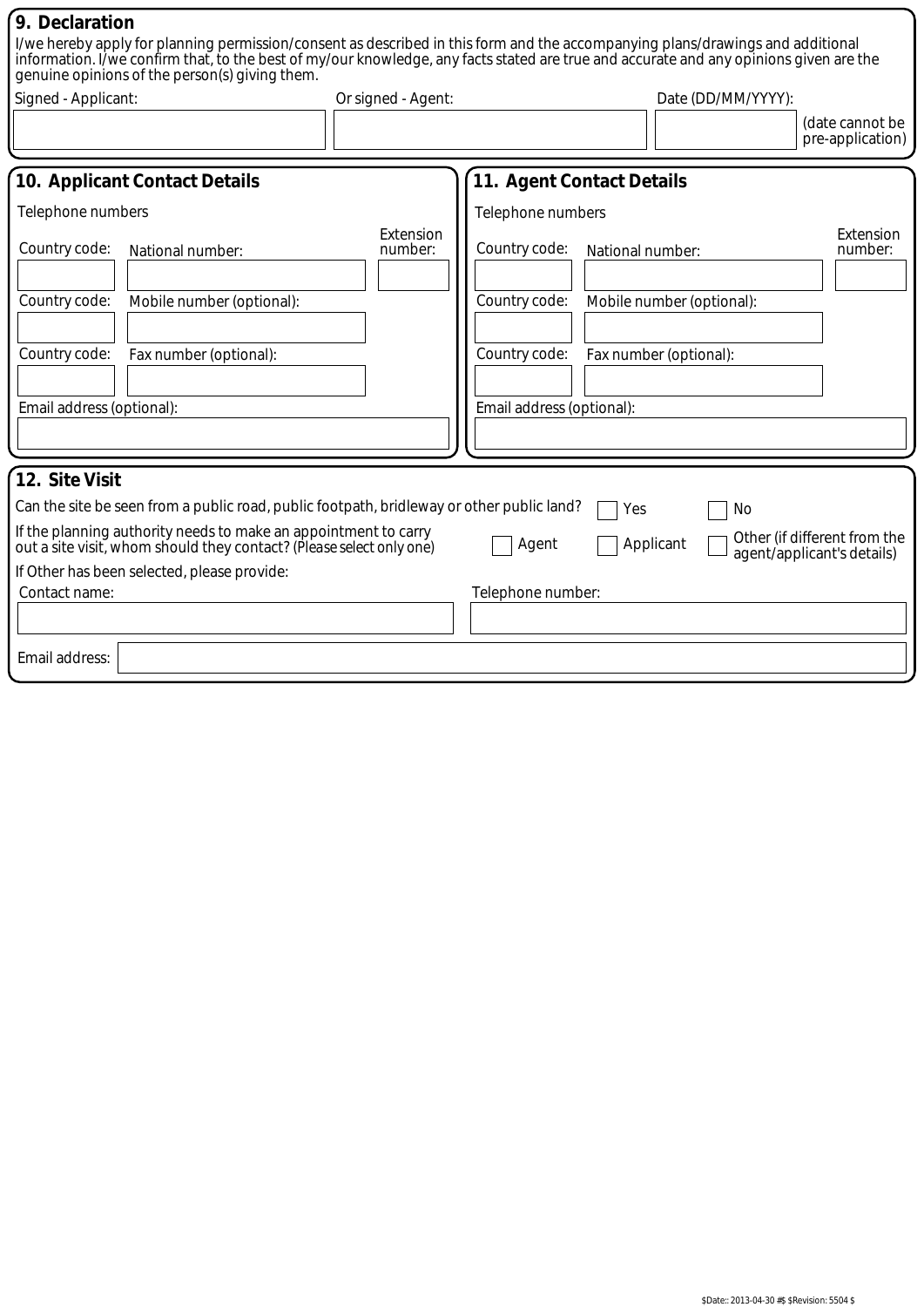## 9. Declaration

I/we hereby apply for planning permission/consent as described in this form and the accompanying plans/drawings and additional information. I/we confirm that, to the best of my/our knowledge, any facts stated are true and accurate and any opinions given are the genuine opinions of the person(s) giving them.

Signed - Applicant:

Or signed - Agent:

Date (DD/MM/YYYY):

(date cannot be pre-application)

## 10. Applicant Contact Details

Telephone numbers

Country code: National number: Extension number:

Country code: Mobile number (optional):

Country code: Fax number (optional):

Email address (optional):

## 11. Agent Contact Details

Telephone numbers

Country code: National number: Extension number:

Country code: Mobile number (optional):

Country code: Fax number (optional):

Email address (optional):

## 12. Site Visit

Can the site be seen from a public road, public footpath, bridleway or other public land? ☐ Yes ☐ No

If the planning authority needs to make an appointment to carry out a site visit, whom should they contact? (Please select only one) ☐ Agent ☐ Applicant ☐ Other (if different from the agent/applicant's details)

If Other has been selected, please provide:

Contact name:

Telephone number:

Email address:

$Date:: 2013-04-30 #$ $Revision: 5504 $